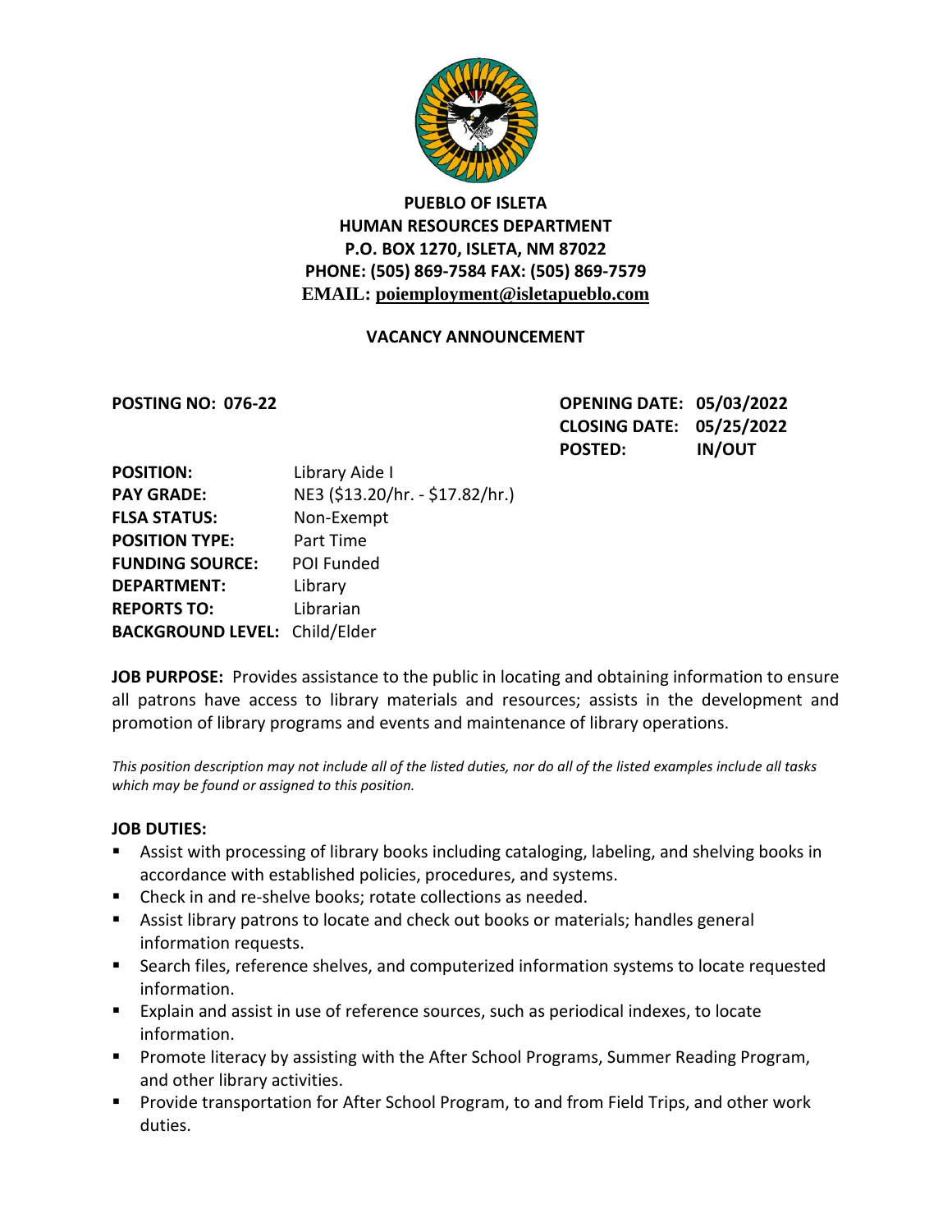**PUEBLO OF ISLETA**
**HUMAN RESOURCES DEPARTMENT**
**P.O. BOX 1270, ISLETA, NM 87022**
**PHONE: (505) 869-7584 FAX: (505) 869-7579**
**EMAIL: poiemployment@isletapueblo.com**

## VACANCY ANNOUNCEMENT

**POSTING NO: 076-22**

**OPENING DATE: 05/03/2022**
**CLOSING DATE: 05/25/2022**
**POSTED: IN/OUT**

| | |
|---|---|
| **POSITION:** | Library Aide I |
| **PAY GRADE:** | NE3 ($13.20/hr. - $17.82/hr.) |
| **FLSA STATUS:** | Non-Exempt |
| **POSITION TYPE:** | Part Time |
| **FUNDING SOURCE:** | POI Funded |
| **DEPARTMENT:** | Library |
| **REPORTS TO:** | Librarian |
| **BACKGROUND LEVEL:** | Child/Elder |

**JOB PURPOSE:** Provides assistance to the public in locating and obtaining information to ensure all patrons have access to library materials and resources; assists in the development and promotion of library programs and events and maintenance of library operations.

*This position description may not include all of the listed duties, nor do all of the listed examples include all tasks which may be found or assigned to this position.*

**JOB DUTIES:**

- Assist with processing of library books including cataloging, labeling, and shelving books in accordance with established policies, procedures, and systems.
- Check in and re-shelve books; rotate collections as needed.
- Assist library patrons to locate and check out books or materials; handles general information requests.
- Search files, reference shelves, and computerized information systems to locate requested information.
- Explain and assist in use of reference sources, such as periodical indexes, to locate information.
- Promote literacy by assisting with the After School Programs, Summer Reading Program, and other library activities.
- Provide transportation for After School Program, to and from Field Trips, and other work duties.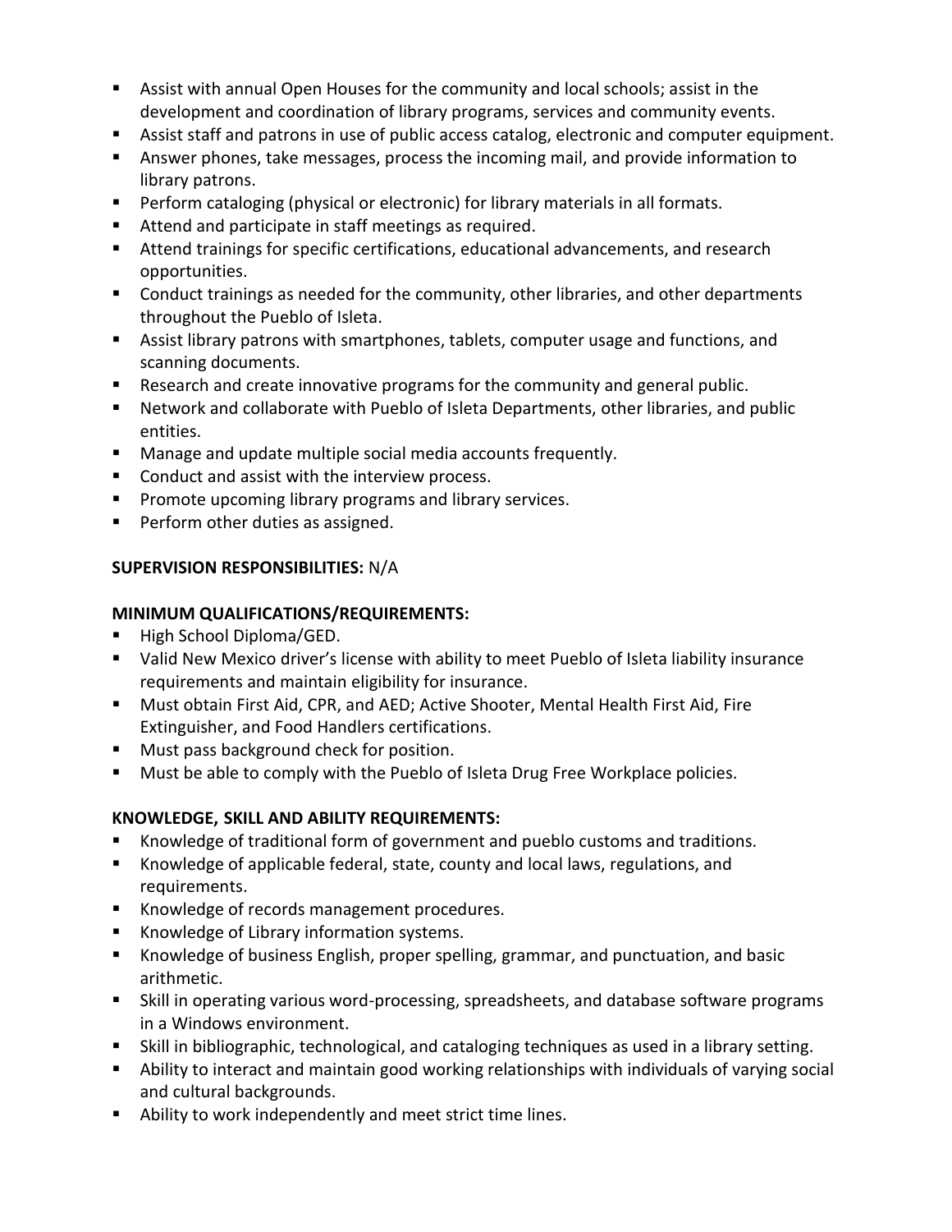- Assist with annual Open Houses for the community and local schools; assist in the development and coordination of library programs, services and community events.
- Assist staff and patrons in use of public access catalog, electronic and computer equipment.
- Answer phones, take messages, process the incoming mail, and provide information to library patrons.
- Perform cataloging (physical or electronic) for library materials in all formats.
- Attend and participate in staff meetings as required.
- Attend trainings for specific certifications, educational advancements, and research opportunities.
- Conduct trainings as needed for the community, other libraries, and other departments throughout the Pueblo of Isleta.
- Assist library patrons with smartphones, tablets, computer usage and functions, and scanning documents.
- Research and create innovative programs for the community and general public.
- Network and collaborate with Pueblo of Isleta Departments, other libraries, and public entities.
- Manage and update multiple social media accounts frequently.
- Conduct and assist with the interview process.
- Promote upcoming library programs and library services.
- Perform other duties as assigned.

**SUPERVISION RESPONSIBILITIES:** N/A

**MINIMUM QUALIFICATIONS/REQUIREMENTS:**

- High School Diploma/GED.
- Valid New Mexico driver's license with ability to meet Pueblo of Isleta liability insurance requirements and maintain eligibility for insurance.
- Must obtain First Aid, CPR, and AED; Active Shooter, Mental Health First Aid, Fire Extinguisher, and Food Handlers certifications.
- Must pass background check for position.
- Must be able to comply with the Pueblo of Isleta Drug Free Workplace policies.

**KNOWLEDGE, SKILL AND ABILITY REQUIREMENTS:**

- Knowledge of traditional form of government and pueblo customs and traditions.
- Knowledge of applicable federal, state, county and local laws, regulations, and requirements.
- Knowledge of records management procedures.
- Knowledge of Library information systems.
- Knowledge of business English, proper spelling, grammar, and punctuation, and basic arithmetic.
- Skill in operating various word-processing, spreadsheets, and database software programs in a Windows environment.
- Skill in bibliographic, technological, and cataloging techniques as used in a library setting.
- Ability to interact and maintain good working relationships with individuals of varying social and cultural backgrounds.
- Ability to work independently and meet strict time lines.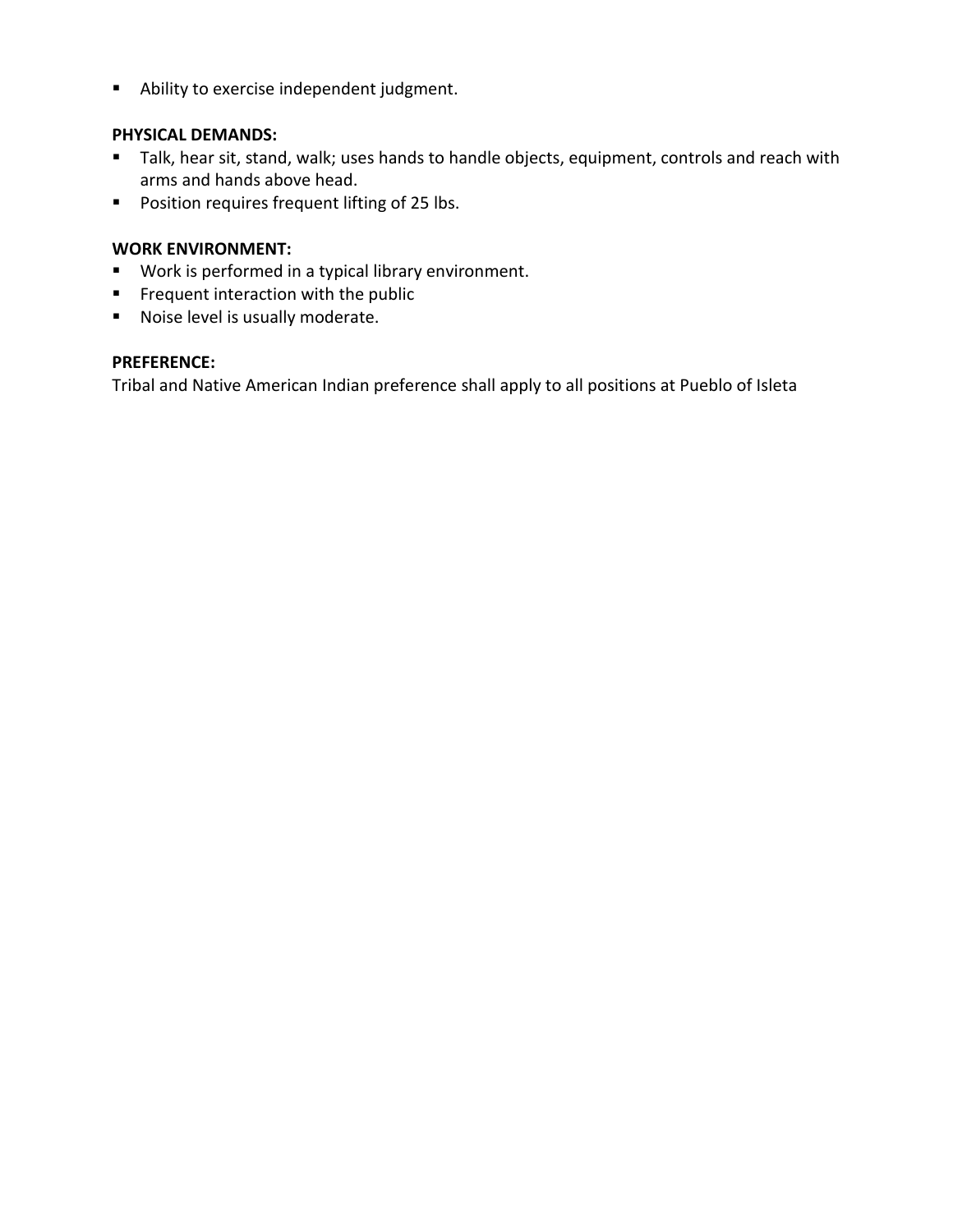- Ability to exercise independent judgment.

**PHYSICAL DEMANDS:**
- Talk, hear sit, stand, walk; uses hands to handle objects, equipment, controls and reach with arms and hands above head.
- Position requires frequent lifting of 25 lbs.

**WORK ENVIRONMENT:**
- Work is performed in a typical library environment.
- Frequent interaction with the public
- Noise level is usually moderate.

**PREFERENCE:**

Tribal and Native American Indian preference shall apply to all positions at Pueblo of Isleta